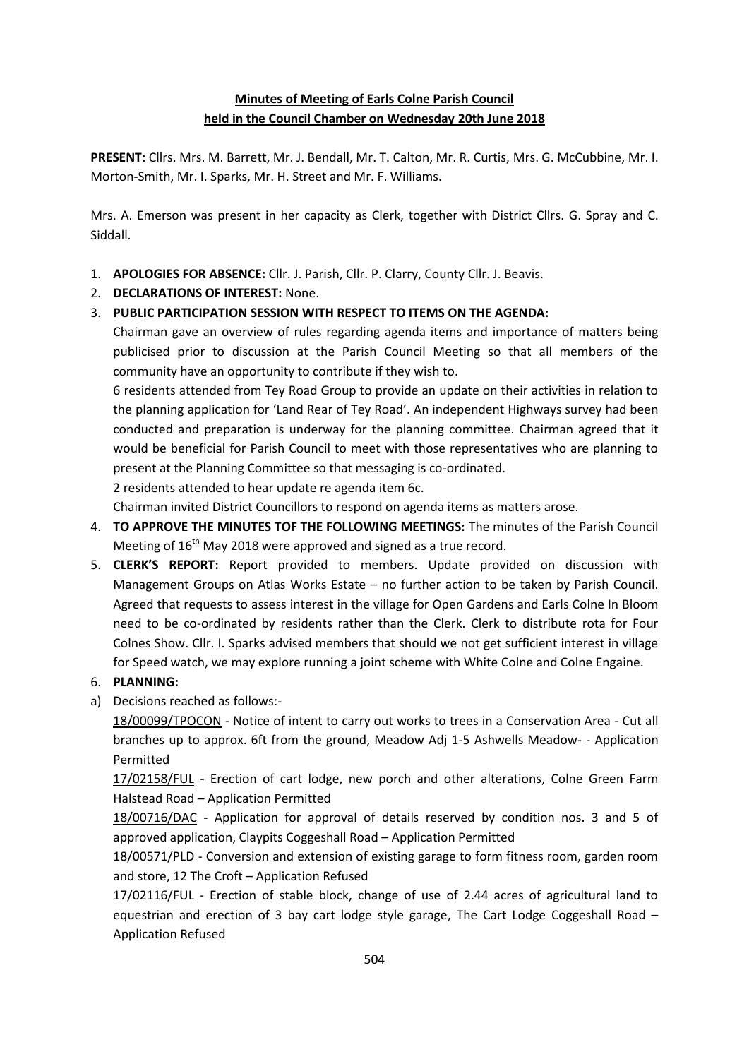**Minutes of Meeting of Earls Colne Parish Council held in the Council Chamber on Wednesday 20th June 2018**

**PRESENT:** Cllrs. Mrs. M. Barrett, Mr. J. Bendall, Mr. T. Calton, Mr. R. Curtis, Mrs. G. McCubbine, Mr. I. Morton-Smith, Mr. I. Sparks, Mr. H. Street and Mr. F. Williams.

Mrs. A. Emerson was present in her capacity as Clerk, together with District Cllrs. G. Spray and C. Siddall.

1. **APOLOGIES FOR ABSENCE:** Cllr. J. Parish, Cllr. P. Clarry, County Cllr. J. Beavis.
2. **DECLARATIONS OF INTEREST:** None.
3. **PUBLIC PARTICIPATION SESSION WITH RESPECT TO ITEMS ON THE AGENDA:**
   Chairman gave an overview of rules regarding agenda items and importance of matters being publicised prior to discussion at the Parish Council Meeting so that all members of the community have an opportunity to contribute if they wish to.
   6 residents attended from Tey Road Group to provide an update on their activities in relation to the planning application for 'Land Rear of Tey Road'. An independent Highways survey had been conducted and preparation is underway for the planning committee. Chairman agreed that it would be beneficial for Parish Council to meet with those representatives who are planning to present at the Planning Committee so that messaging is co-ordinated.
   2 residents attended to hear update re agenda item 6c.
   Chairman invited District Councillors to respond on agenda items as matters arose.
4. **TO APPROVE THE MINUTES TOF THE FOLLOWING MEETINGS:** The minutes of the Parish Council Meeting of 16th May 2018 were approved and signed as a true record.
5. **CLERK'S REPORT:** Report provided to members. Update provided on discussion with Management Groups on Atlas Works Estate – no further action to be taken by Parish Council. Agreed that requests to assess interest in the village for Open Gardens and Earls Colne In Bloom need to be co-ordinated by residents rather than the Clerk. Clerk to distribute rota for Four Colnes Show. Cllr. I. Sparks advised members that should we not get sufficient interest in village for Speed watch, we may explore running a joint scheme with White Colne and Colne Engaine.
6. **PLANNING:**

a) Decisions reached as follows:-

<u>18/00099/TPOCON</u> - Notice of intent to carry out works to trees in a Conservation Area - Cut all branches up to approx. 6ft from the ground, Meadow Adj 1-5 Ashwells Meadow- - Application Permitted

<u>17/02158/FUL</u> - Erection of cart lodge, new porch and other alterations, Colne Green Farm Halstead Road – Application Permitted

<u>18/00716/DAC</u> - Application for approval of details reserved by condition nos. 3 and 5 of approved application, Claypits Coggeshall Road – Application Permitted

<u>18/00571/PLD</u> - Conversion and extension of existing garage to form fitness room, garden room and store, 12 The Croft – Application Refused

<u>17/02116/FUL</u> - Erection of stable block, change of use of 2.44 acres of agricultural land to equestrian and erection of 3 bay cart lodge style garage, The Cart Lodge Coggeshall Road – Application Refused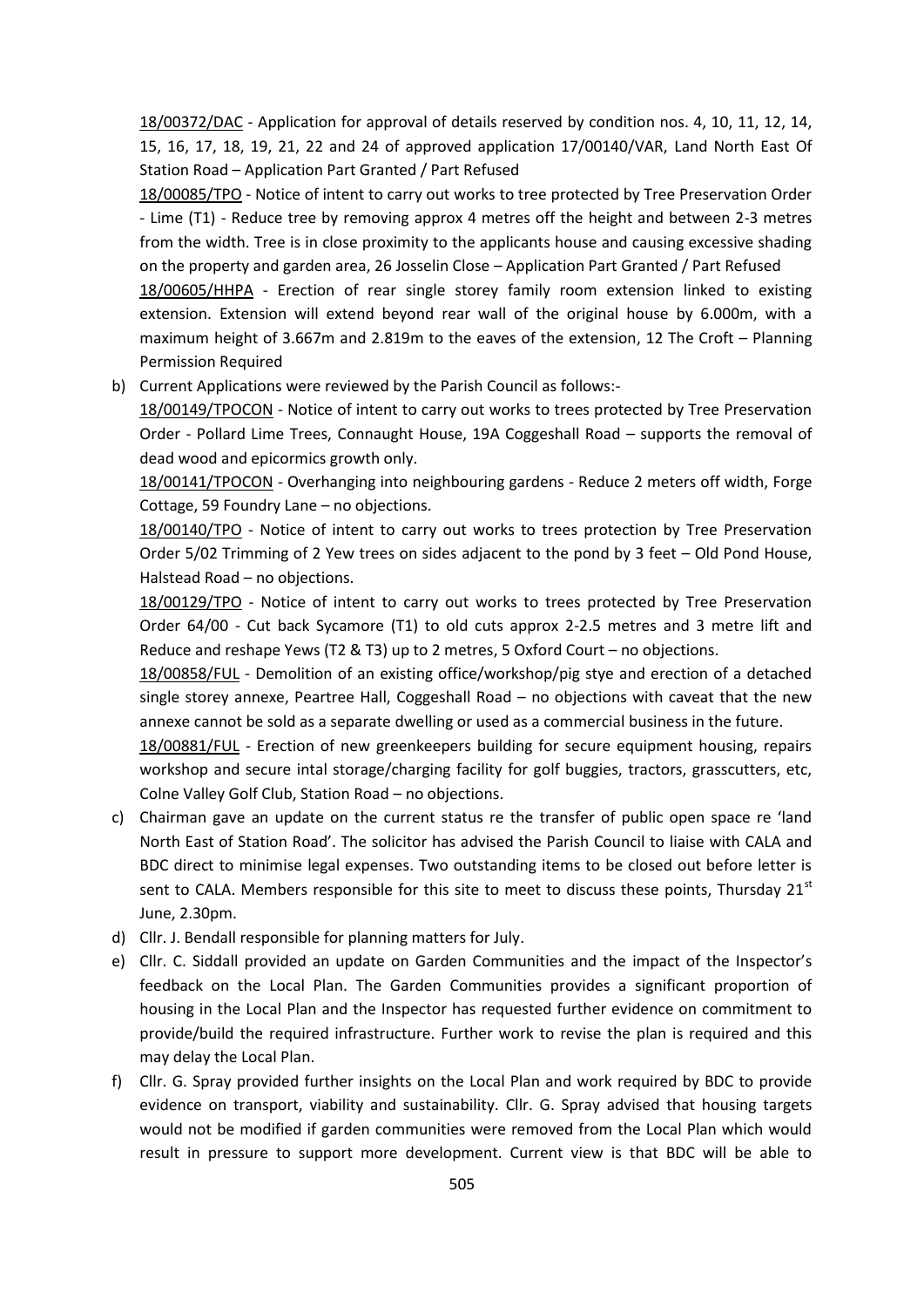18/00372/DAC - Application for approval of details reserved by condition nos. 4, 10, 11, 12, 14, 15, 16, 17, 18, 19, 21, 22 and 24 of approved application 17/00140/VAR, Land North East Of Station Road – Application Part Granted / Part Refused

18/00085/TPO - Notice of intent to carry out works to tree protected by Tree Preservation Order - Lime (T1) - Reduce tree by removing approx 4 metres off the height and between 2-3 metres from the width. Tree is in close proximity to the applicants house and causing excessive shading on the property and garden area, 26 Josselin Close – Application Part Granted / Part Refused

18/00605/HHPA - Erection of rear single storey family room extension linked to existing extension. Extension will extend beyond rear wall of the original house by 6.000m, with a maximum height of 3.667m and 2.819m to the eaves of the extension, 12 The Croft – Planning Permission Required

b) Current Applications were reviewed by the Parish Council as follows:-

18/00149/TPOCON - Notice of intent to carry out works to trees protected by Tree Preservation Order - Pollard Lime Trees, Connaught House, 19A Coggeshall Road – supports the removal of dead wood and epicormics growth only.

18/00141/TPOCON - Overhanging into neighbouring gardens - Reduce 2 meters off width, Forge Cottage, 59 Foundry Lane – no objections.

18/00140/TPO - Notice of intent to carry out works to trees protection by Tree Preservation Order 5/02 Trimming of 2 Yew trees on sides adjacent to the pond by 3 feet – Old Pond House, Halstead Road – no objections.

18/00129/TPO - Notice of intent to carry out works to trees protected by Tree Preservation Order 64/00 - Cut back Sycamore (T1) to old cuts approx 2-2.5 metres and 3 metre lift and Reduce and reshape Yews (T2 & T3) up to 2 metres, 5 Oxford Court – no objections.

18/00858/FUL - Demolition of an existing office/workshop/pig stye and erection of a detached single storey annexe, Peartree Hall, Coggeshall Road – no objections with caveat that the new annexe cannot be sold as a separate dwelling or used as a commercial business in the future.

18/00881/FUL - Erection of new greenkeepers building for secure equipment housing, repairs workshop and secure intal storage/charging facility for golf buggies, tractors, grasscutters, etc, Colne Valley Golf Club, Station Road – no objections.

c) Chairman gave an update on the current status re the transfer of public open space re 'land North East of Station Road'. The solicitor has advised the Parish Council to liaise with CALA and BDC direct to minimise legal expenses. Two outstanding items to be closed out before letter is sent to CALA. Members responsible for this site to meet to discuss these points, Thursday 21st June, 2.30pm.

d) Cllr. J. Bendall responsible for planning matters for July.

e) Cllr. C. Siddall provided an update on Garden Communities and the impact of the Inspector's feedback on the Local Plan. The Garden Communities provides a significant proportion of housing in the Local Plan and the Inspector has requested further evidence on commitment to provide/build the required infrastructure. Further work to revise the plan is required and this may delay the Local Plan.

f) Cllr. G. Spray provided further insights on the Local Plan and work required by BDC to provide evidence on transport, viability and sustainability. Cllr. G. Spray advised that housing targets would not be modified if garden communities were removed from the Local Plan which would result in pressure to support more development. Current view is that BDC will be able to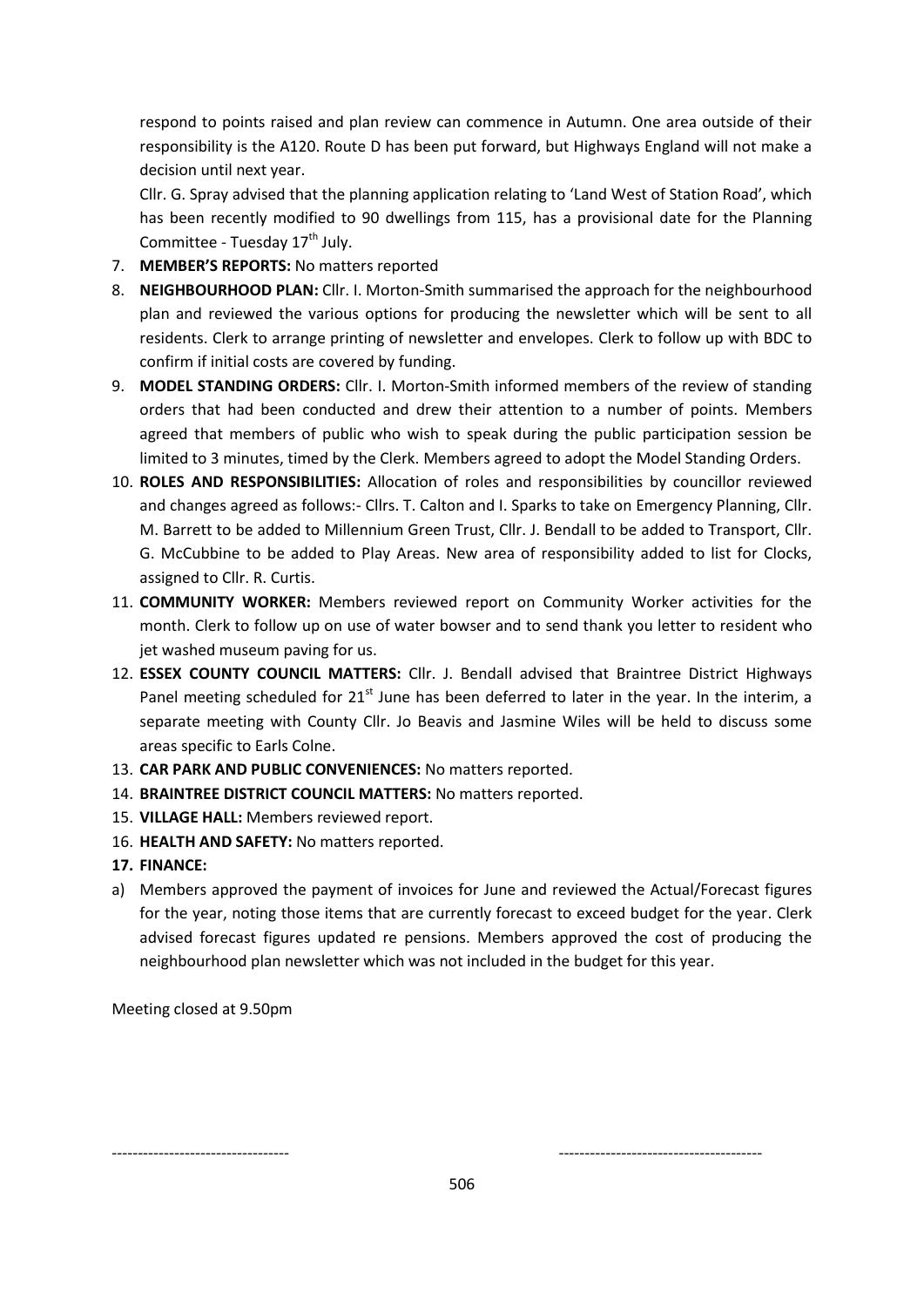respond to points raised and plan review can commence in Autumn. One area outside of their responsibility is the A120. Route D has been put forward, but Highways England will not make a decision until next year.

Cllr. G. Spray advised that the planning application relating to 'Land West of Station Road', which has been recently modified to 90 dwellings from 115, has a provisional date for the Planning Committee - Tuesday 17th July.

7. **MEMBER'S REPORTS:** No matters reported
8. **NEIGHBOURHOOD PLAN:** Cllr. I. Morton-Smith summarised the approach for the neighbourhood plan and reviewed the various options for producing the newsletter which will be sent to all residents. Clerk to arrange printing of newsletter and envelopes. Clerk to follow up with BDC to confirm if initial costs are covered by funding.
9. **MODEL STANDING ORDERS:** Cllr. I. Morton-Smith informed members of the review of standing orders that had been conducted and drew their attention to a number of points. Members agreed that members of public who wish to speak during the public participation session be limited to 3 minutes, timed by the Clerk. Members agreed to adopt the Model Standing Orders.
10. **ROLES AND RESPONSIBILITIES:** Allocation of roles and responsibilities by councillor reviewed and changes agreed as follows:- Cllrs. T. Calton and I. Sparks to take on Emergency Planning, Cllr. M. Barrett to be added to Millennium Green Trust, Cllr. J. Bendall to be added to Transport, Cllr. G. McCubbine to be added to Play Areas. New area of responsibility added to list for Clocks, assigned to Cllr. R. Curtis.
11. **COMMUNITY WORKER:** Members reviewed report on Community Worker activities for the month. Clerk to follow up on use of water bowser and to send thank you letter to resident who jet washed museum paving for us.
12. **ESSEX COUNTY COUNCIL MATTERS:** Cllr. J. Bendall advised that Braintree District Highways Panel meeting scheduled for 21st June has been deferred to later in the year. In the interim, a separate meeting with County Cllr. Jo Beavis and Jasmine Wiles will be held to discuss some areas specific to Earls Colne.
13. **CAR PARK AND PUBLIC CONVENIENCES:** No matters reported.
14. **BRAINTREE DISTRICT COUNCIL MATTERS:** No matters reported.
15. **VILLAGE HALL:** Members reviewed report.
16. **HEALTH AND SAFETY:** No matters reported.
17. **FINANCE:**

a) Members approved the payment of invoices for June and reviewed the Actual/Forecast figures for the year, noting those items that are currently forecast to exceed budget for the year. Clerk advised forecast figures updated re pensions. Members approved the cost of producing the neighbourhood plan newsletter which was not included in the budget for this year.

Meeting closed at 9.50pm

---------------------------------- ---------------------------------------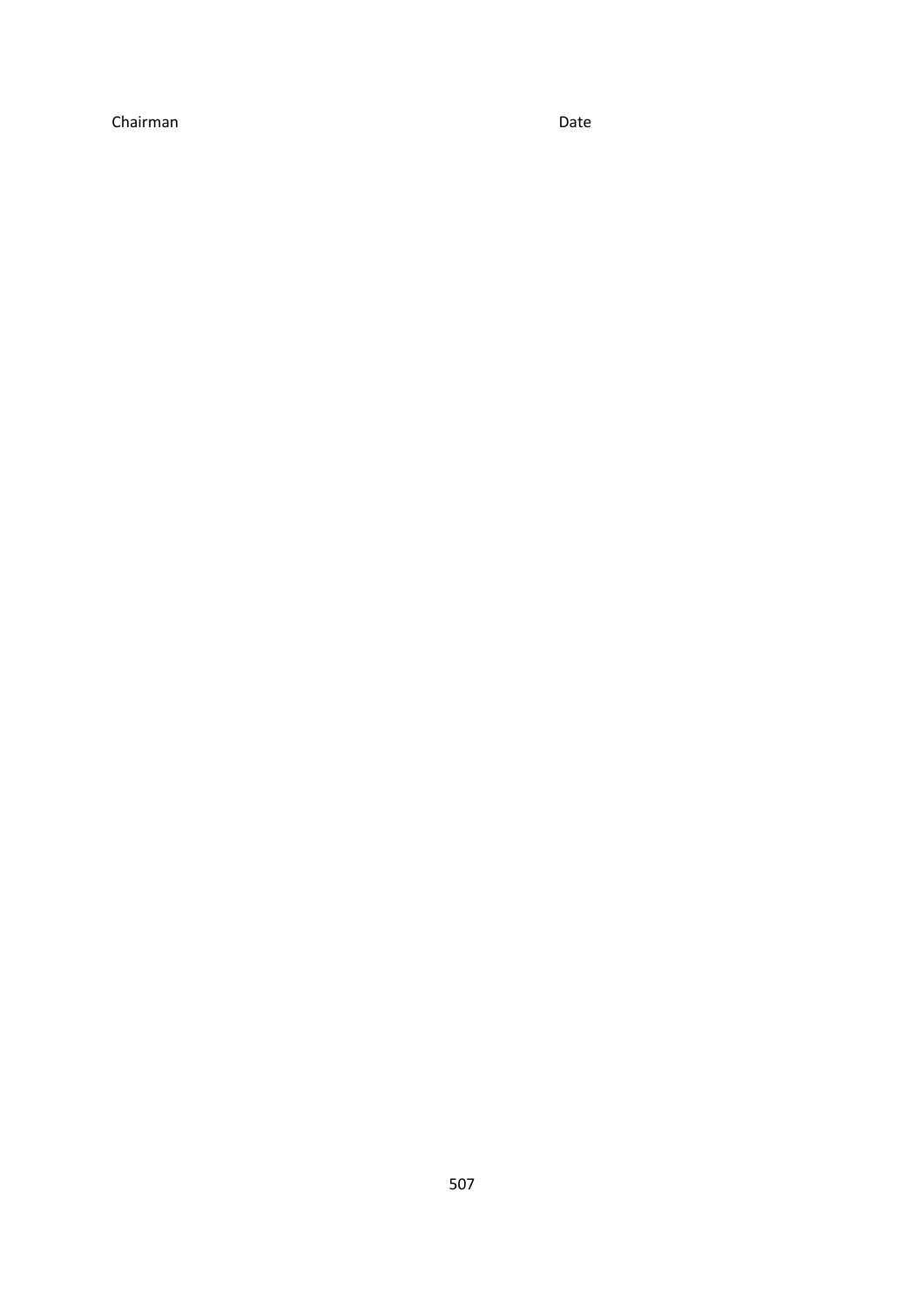Chairman Date